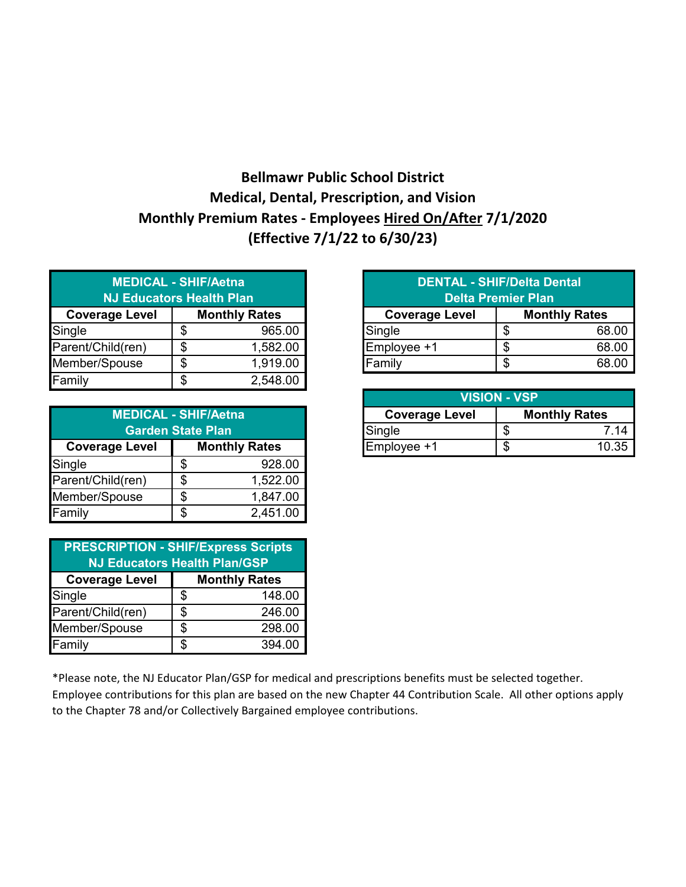# Bellmawr Public School District
## Medical, Dental, Prescription, and Vision
## Monthly Premium Rates - Employees <u>Hired On/After</u> 7/1/2020
## (Effective 7/1/22 to 6/30/23)

| MEDICAL - SHIF/Aetna NJ Educators Health Plan | |
|---|---|
| **Coverage Level** | **Monthly Rates** |
| Single | $ 965.00 |
| Parent/Child(ren) | $ 1,582.00 |
| Member/Spouse | $ 1,919.00 |
| Family | $ 2,548.00 |

| MEDICAL - SHIF/Aetna Garden State Plan | |
|---|---|
| **Coverage Level** | **Monthly Rates** |
| Single | $ 928.00 |
| Parent/Child(ren) | $ 1,522.00 |
| Member/Spouse | $ 1,847.00 |
| Family | $ 2,451.00 |

| PRESCRIPTION - SHIF/Express Scripts NJ Educators Health Plan/GSP | |
|---|---|
| **Coverage Level** | **Monthly Rates** |
| Single | $ 148.00 |
| Parent/Child(ren) | $ 246.00 |
| Member/Spouse | $ 298.00 |
| Family | $ 394.00 |

| DENTAL - SHIF/Delta Dental Delta Premier Plan | |
|---|---|
| **Coverage Level** | **Monthly Rates** |
| Single | $ 68.00 |
| Employee +1 | $ 68.00 |
| Family | $ 68.00 |

| VISION - VSP | |
|---|---|
| **Coverage Level** | **Monthly Rates** |
| Single | $ 7.14 |
| Employee +1 | $ 10.35 |

*Please note, the NJ Educator Plan/GSP for medical and prescriptions benefits must be selected together. Employee contributions for this plan are based on the new Chapter 44 Contribution Scale. All other options apply to the Chapter 78 and/or Collectively Bargained employee contributions.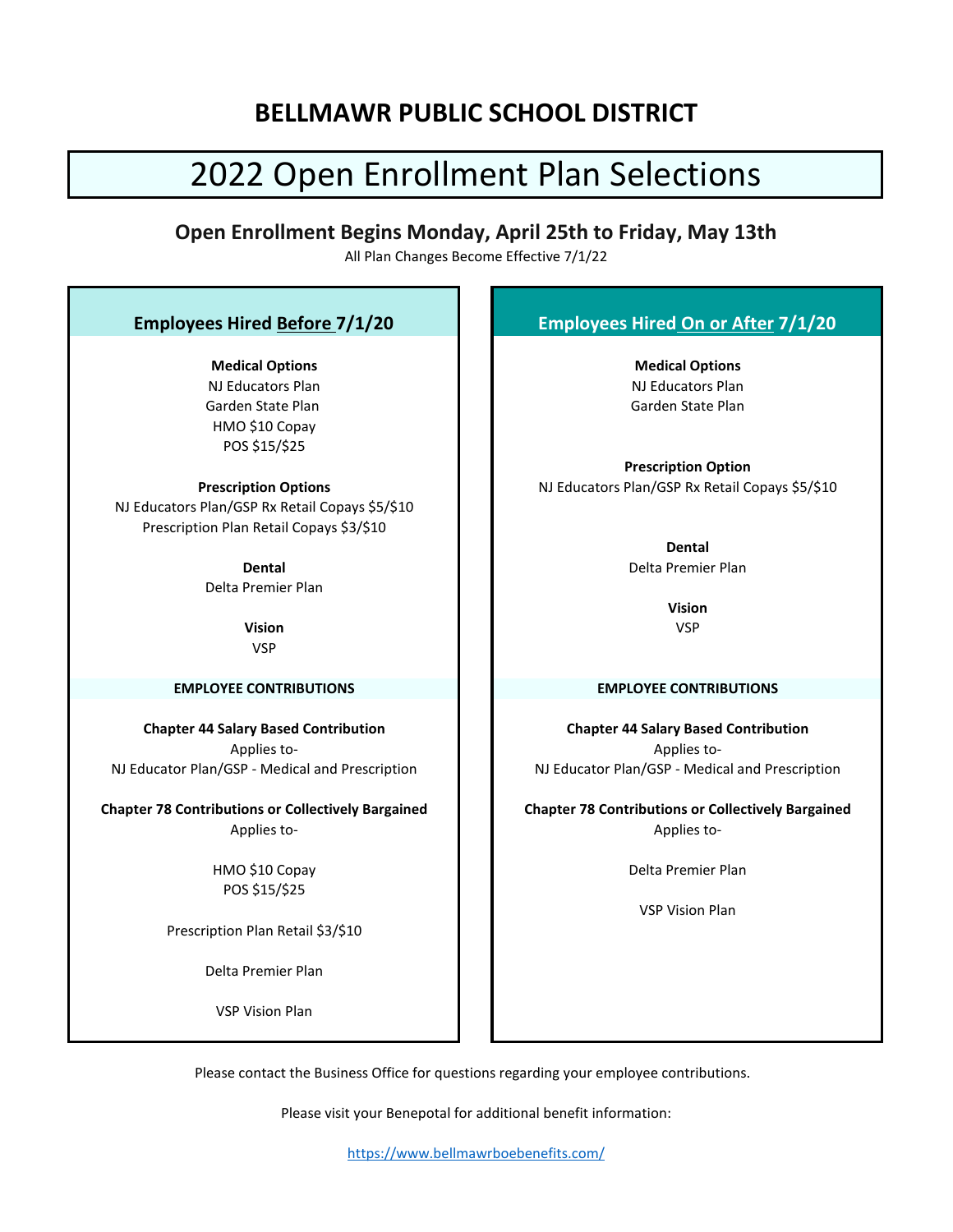# BELLMAWR PUBLIC SCHOOL DISTRICT

## 2022 Open Enrollment Plan Selections

### Open Enrollment Begins Monday, April 25th to Friday, May 13th

All Plan Changes Become Effective 7/1/22

### Employees Hired Before 7/1/20

**Medical Options**
NJ Educators Plan
Garden State Plan
HMO $10 Copay
POS $15/$25

**Prescription Options**
NJ Educators Plan/GSP Rx Retail Copays $5/$10
Prescription Plan Retail Copays $3/$10

**Dental**
Delta Premier Plan

**Vision**
VSP

**EMPLOYEE CONTRIBUTIONS**

**Chapter 44 Salary Based Contribution**
Applies to-
NJ Educator Plan/GSP - Medical and Prescription

**Chapter 78 Contributions or Collectively Bargained**
Applies to-

HMO $10 Copay
POS $15/$25

Prescription Plan Retail $3/$10

Delta Premier Plan

VSP Vision Plan

### Employees Hired On or After 7/1/20

**Medical Options**
NJ Educators Plan
Garden State Plan

**Prescription Option**
NJ Educators Plan/GSP Rx Retail Copays $5/$10

**Dental**
Delta Premier Plan

**Vision**
VSP

**EMPLOYEE CONTRIBUTIONS**

**Chapter 44 Salary Based Contribution**
Applies to-
NJ Educator Plan/GSP - Medical and Prescription

**Chapter 78 Contributions or Collectively Bargained**
Applies to-

Delta Premier Plan

VSP Vision Plan

Please contact the Business Office for questions regarding your employee contributions.

Please visit your Benepotal for additional benefit information:

https://www.bellmawrboebenefits.com/